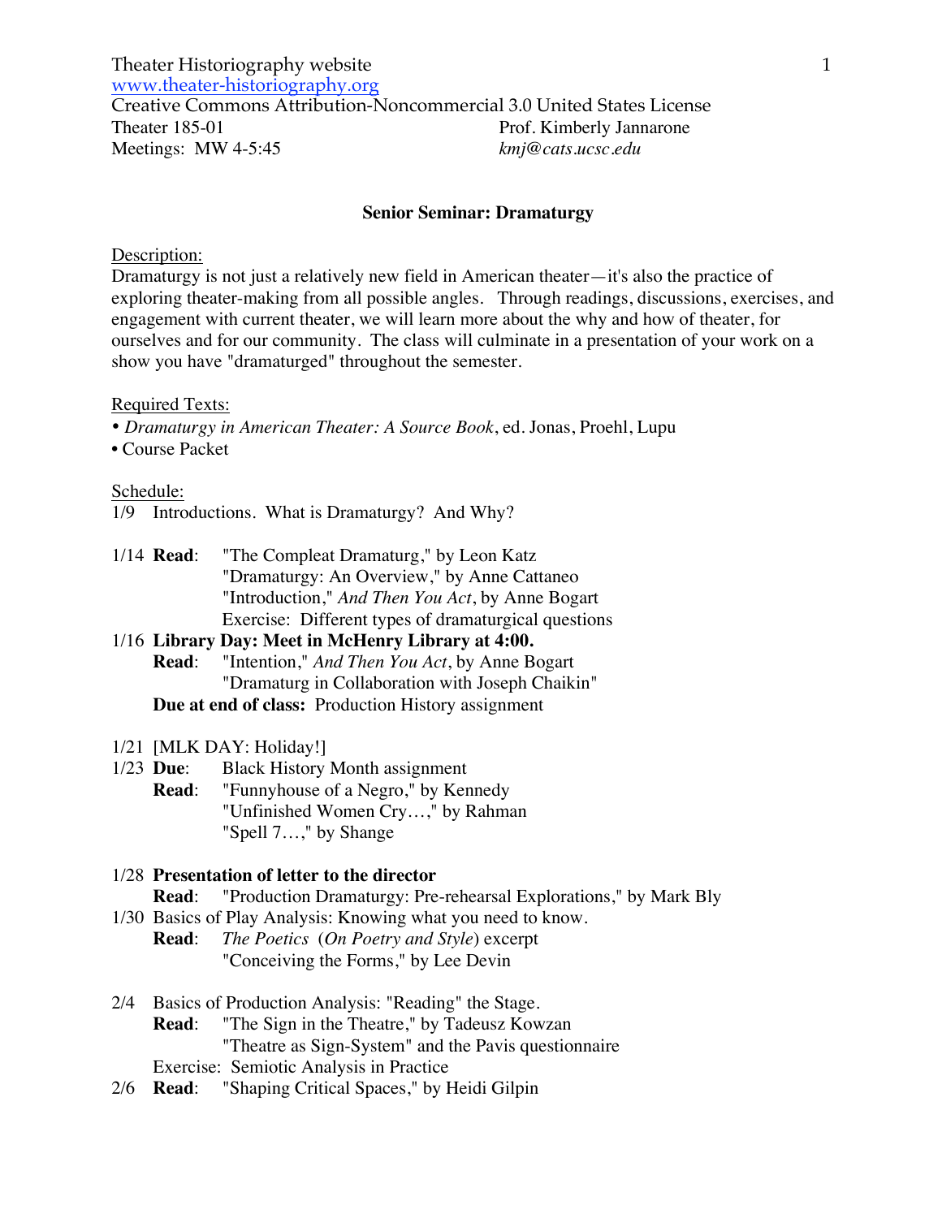Theater Historiography website
www.theater-historiography.org
Creative Commons Attribution-Noncommercial 3.0 United States License

Theater 185-01 — Prof. Kimberly Jannarone
Meetings: MW 4-5:45 — *kmj@cats.ucsc.edu*

## Senior Seminar: Dramaturgy

Description:
Dramaturgy is not just a relatively new field in American theater—it's also the practice of exploring theater-making from all possible angles. Through readings, discussions, exercises, and engagement with current theater, we will learn more about the why and how of theater, for ourselves and for our community. The class will culminate in a presentation of your work on a show you have "dramaturged" throughout the semester.

Required Texts:

- *Dramaturgy in American Theater: A Source Book*, ed. Jonas, Proehl, Lupu
- Course Packet

Schedule:

1/9 Introductions. What is Dramaturgy? And Why?

1/14 **Read**: "The Compleat Dramaturg," by Leon Katz
"Dramaturgy: An Overview," by Anne Cattaneo
"Introduction," *And Then You Act*, by Anne Bogart
Exercise: Different types of dramaturgical questions

1/16 **Library Day: Meet in McHenry Library at 4:00.**
**Read**: "Intention," *And Then You Act*, by Anne Bogart
"Dramaturg in Collaboration with Joseph Chaikin"
**Due at end of class:** Production History assignment

1/21 [MLK DAY: Holiday!]

1/23 **Due**: Black History Month assignment
**Read**: "Funnyhouse of a Negro," by Kennedy
"Unfinished Women Cry…," by Rahman
"Spell 7…," by Shange

1/28 **Presentation of letter to the director**
**Read**: "Production Dramaturgy: Pre-rehearsal Explorations," by Mark Bly

1/30 Basics of Play Analysis: Knowing what you need to know.
**Read**: *The Poetics* (*On Poetry and Style*) excerpt
"Conceiving the Forms," by Lee Devin

2/4 Basics of Production Analysis: "Reading" the Stage.
**Read**: "The Sign in the Theatre," by Tadeusz Kowzan
"Theatre as Sign-System" and the Pavis questionnaire
Exercise: Semiotic Analysis in Practice

2/6 **Read**: "Shaping Critical Spaces," by Heidi Gilpin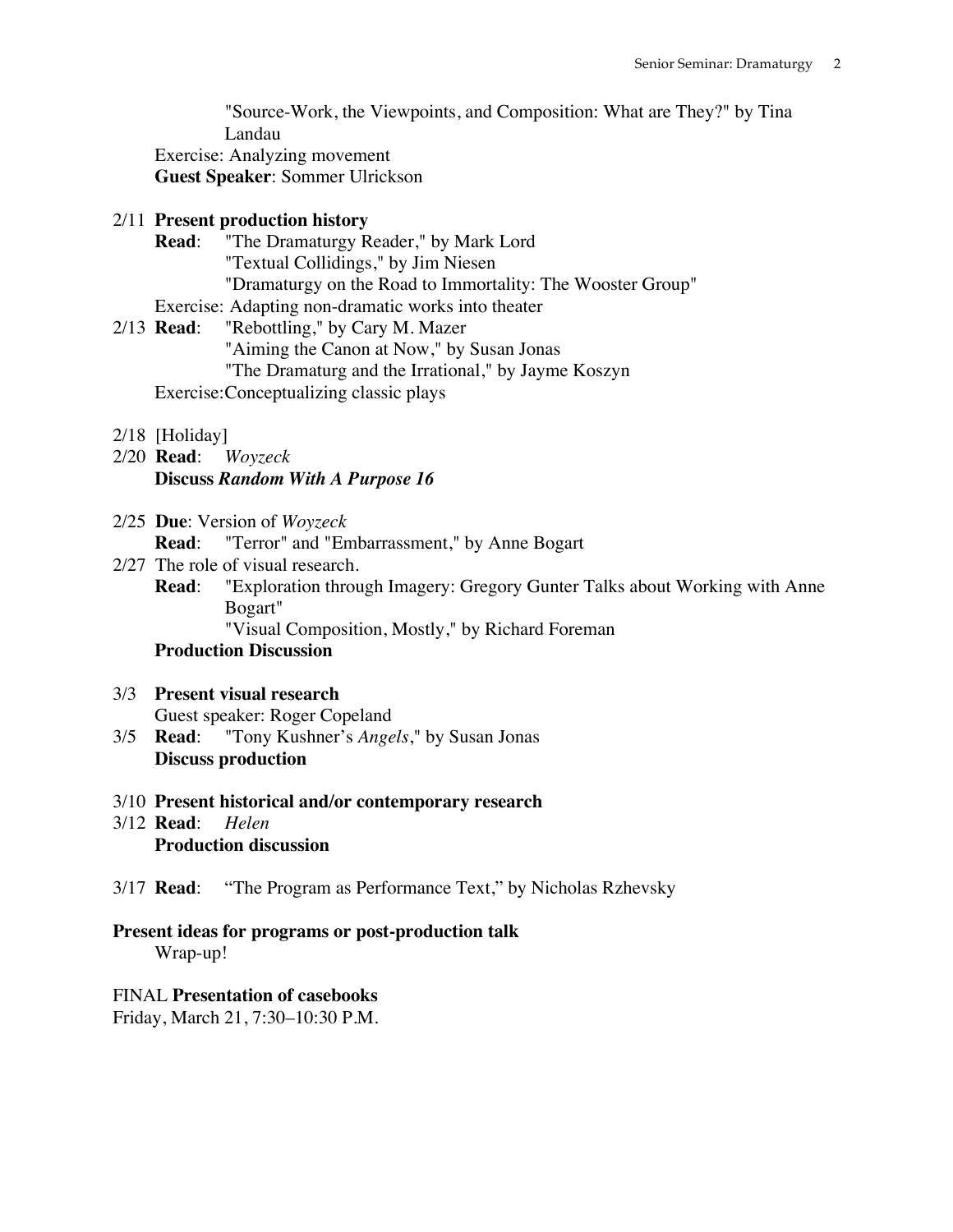"Source-Work, the Viewpoints, and Composition: What are They?" by Tina Landau

Exercise: Analyzing movement

**Guest Speaker**: Sommer Ulrickson

2/11 **Present production history**

**Read**: "The Dramaturgy Reader," by Mark Lord
"Textual Collidings," by Jim Niesen
"Dramaturgy on the Road to Immortality: The Wooster Group"

Exercise: Adapting non-dramatic works into theater

2/13 **Read**: "Rebottling," by Cary M. Mazer
"Aiming the Canon at Now," by Susan Jonas
"The Dramaturg and the Irrational," by Jayme Koszyn

Exercise:Conceptualizing classic plays

2/18 [Holiday]

2/20 **Read**: *Woyzeck*

**Discuss *Random With A Purpose 16***

2/25 **Due**: Version of *Woyzeck*

**Read**: "Terror" and "Embarrassment," by Anne Bogart

2/27 The role of visual research.

**Read**: "Exploration through Imagery: Gregory Gunter Talks about Working with Anne Bogart"
"Visual Composition, Mostly," by Richard Foreman

**Production Discussion**

3/3 **Present visual research**

Guest speaker: Roger Copeland

3/5 **Read**: "Tony Kushner's *Angels*," by Susan Jonas

**Discuss production**

3/10 **Present historical and/or contemporary research**

3/12 **Read**: *Helen*

**Production discussion**

3/17 **Read**: "The Program as Performance Text," by Nicholas Rzhevsky

**Present ideas for programs or post-production talk**

Wrap-up!

FINAL **Presentation of casebooks**

Friday, March 21, 7:30–10:30 P.M.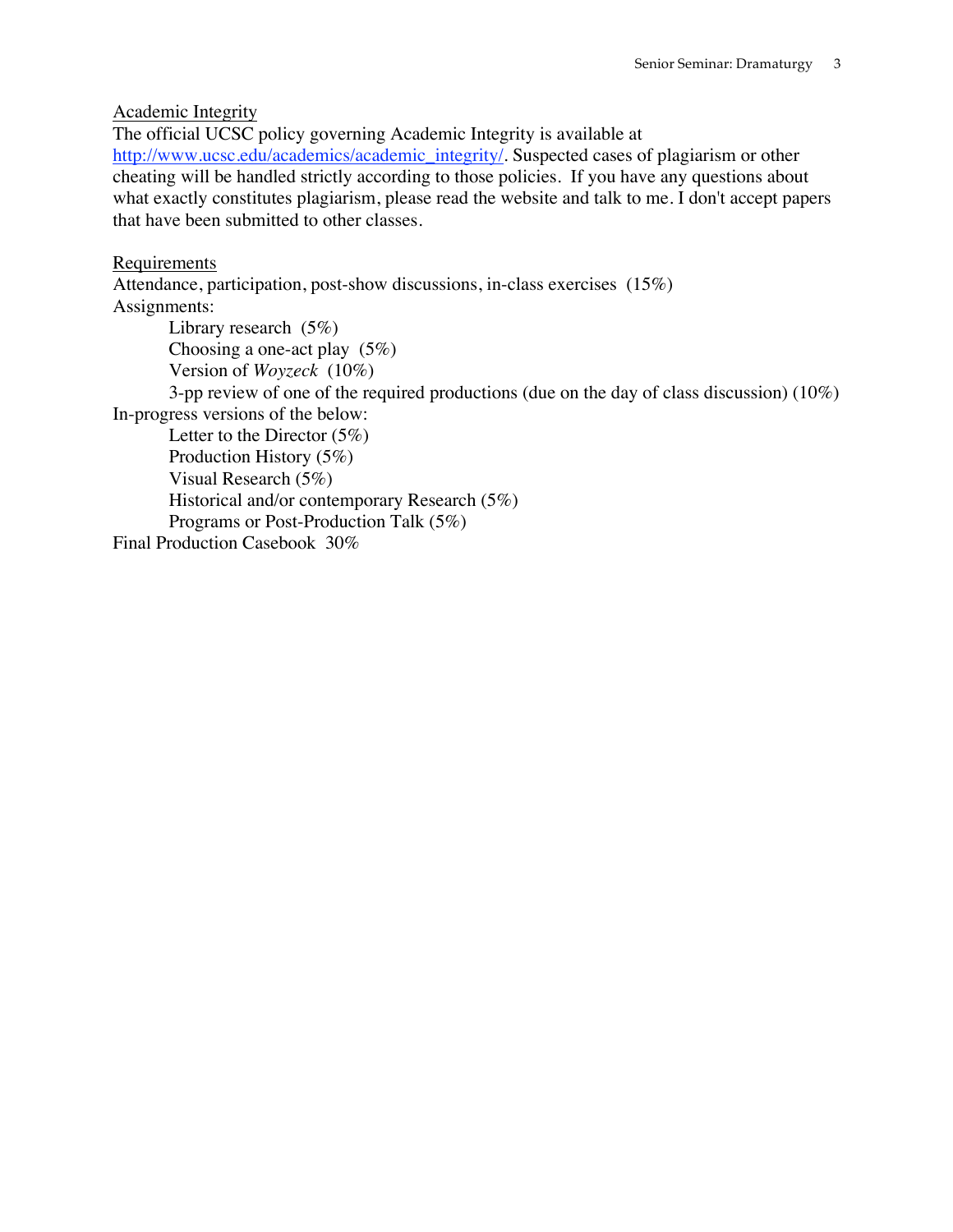<u>Academic Integrity</u>

The official UCSC policy governing Academic Integrity is available at [http://www.ucsc.edu/academics/academic_integrity/](http://www.ucsc.edu/academics/academic_integrity/). Suspected cases of plagiarism or other cheating will be handled strictly according to those policies. If you have any questions about what exactly constitutes plagiarism, please read the website and talk to me. I don't accept papers that have been submitted to other classes.

<u>Requirements</u>

Attendance, participation, post-show discussions, in-class exercises (15%)

Assignments:

- Library research (5%)
- Choosing a one-act play (5%)
- Version of *Woyzeck* (10%)
- 3-pp review of one of the required productions (due on the day of class discussion) (10%)

In-progress versions of the below:

- Letter to the Director (5%)
- Production History (5%)
- Visual Research (5%)
- Historical and/or contemporary Research (5%)
- Programs or Post-Production Talk (5%)

Final Production Casebook 30%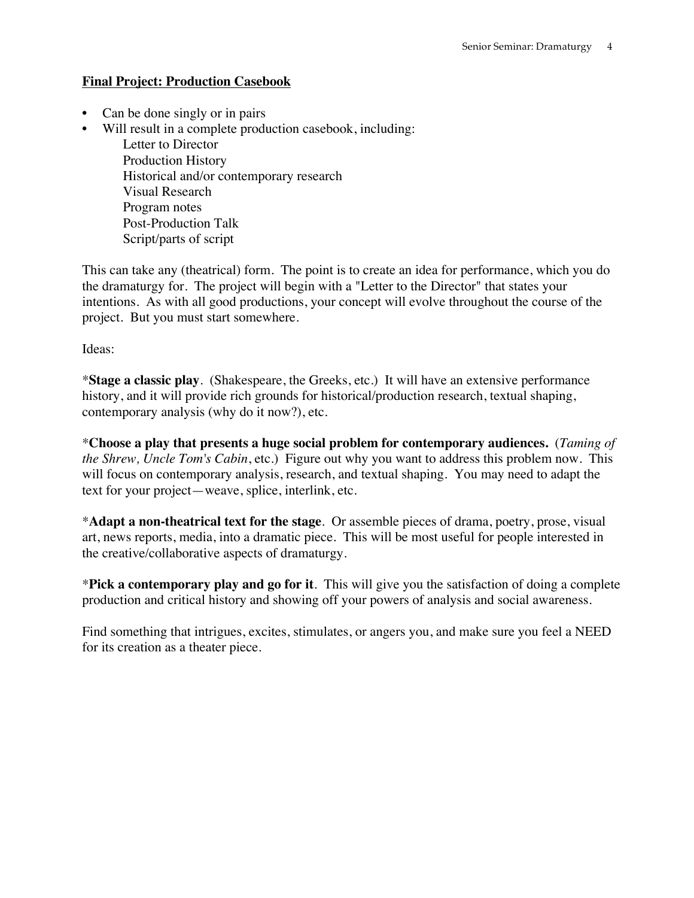**<u>Final Project: Production Casebook</u>**

- Can be done singly or in pairs
- Will result in a complete production casebook, including:
    - Letter to Director
    - Production History
    - Historical and/or contemporary research
    - Visual Research
    - Program notes
    - Post-Production Talk
    - Script/parts of script

This can take any (theatrical) form. The point is to create an idea for performance, which you do the dramaturgy for. The project will begin with a "Letter to the Director" that states your intentions. As with all good productions, your concept will evolve throughout the course of the project. But you must start somewhere.

Ideas:

*__Stage a classic play__. (Shakespeare, the Greeks, etc.) It will have an extensive performance history, and it will provide rich grounds for historical/production research, textual shaping, contemporary analysis (why do it now?), etc.

*__Choose a play that presents a huge social problem for contemporary audiences.__ (*Taming of the Shrew, Uncle Tom's Cabin*, etc.) Figure out why you want to address this problem now. This will focus on contemporary analysis, research, and textual shaping. You may need to adapt the text for your project—weave, splice, interlink, etc.

*__Adapt a non-theatrical text for the stage__. Or assemble pieces of drama, poetry, prose, visual art, news reports, media, into a dramatic piece. This will be most useful for people interested in the creative/collaborative aspects of dramaturgy.

*__Pick a contemporary play and go for it__. This will give you the satisfaction of doing a complete production and critical history and showing off your powers of analysis and social awareness.

Find something that intrigues, excites, stimulates, or angers you, and make sure you feel a NEED for its creation as a theater piece.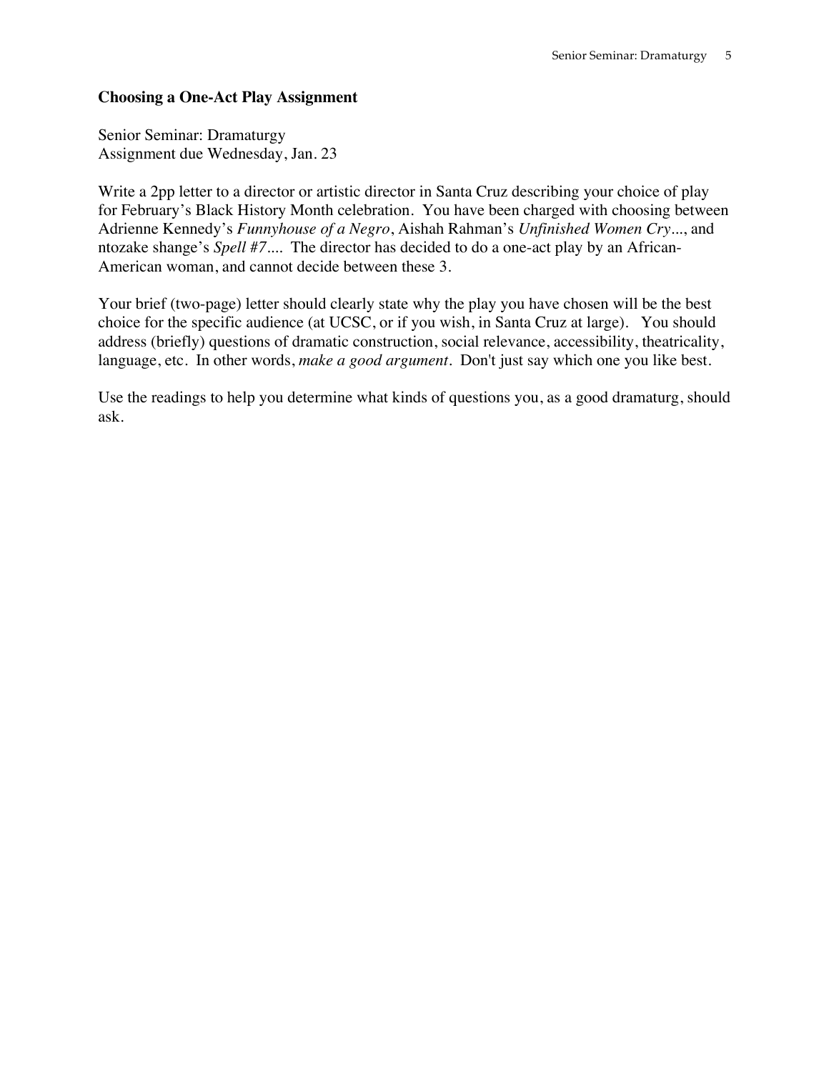**Choosing a One-Act Play Assignment**

Senior Seminar: Dramaturgy
Assignment due Wednesday, Jan. 23

Write a 2pp letter to a director or artistic director in Santa Cruz describing your choice of play for February's Black History Month celebration. You have been charged with choosing between Adrienne Kennedy's *Funnyhouse of a Negro*, Aishah Rahman's *Unfinished Women Cry*..., and ntozake shange's *Spell #7*.... The director has decided to do a one-act play by an African-American woman, and cannot decide between these 3.

Your brief (two-page) letter should clearly state why the play you have chosen will be the best choice for the specific audience (at UCSC, or if you wish, in Santa Cruz at large). You should address (briefly) questions of dramatic construction, social relevance, accessibility, theatricality, language, etc. In other words, *make a good argument*. Don't just say which one you like best.

Use the readings to help you determine what kinds of questions you, as a good dramaturg, should ask.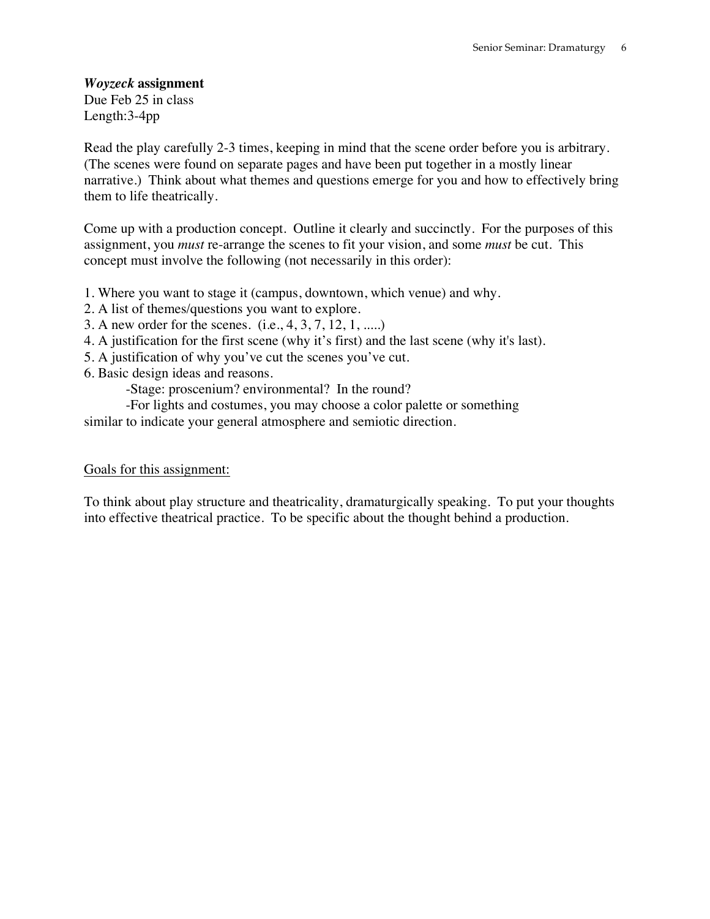***Woyzeck* assignment**
Due Feb 25 in class
Length:3-4pp

Read the play carefully 2-3 times, keeping in mind that the scene order before you is arbitrary. (The scenes were found on separate pages and have been put together in a mostly linear narrative.) Think about what themes and questions emerge for you and how to effectively bring them to life theatrically.

Come up with a production concept. Outline it clearly and succinctly. For the purposes of this assignment, you *must* re-arrange the scenes to fit your vision, and some *must* be cut. This concept must involve the following (not necessarily in this order):

1. Where you want to stage it (campus, downtown, which venue) and why.
2. A list of themes/questions you want to explore.
3. A new order for the scenes. (i.e., 4, 3, 7, 12, 1, .....)
4. A justification for the first scene (why it's first) and the last scene (why it's last).
5. A justification of why you've cut the scenes you've cut.
6. Basic design ideas and reasons.
    - Stage: proscenium? environmental? In the round?
    - For lights and costumes, you may choose a color palette or something similar to indicate your general atmosphere and semiotic direction.

<u>Goals for this assignment:</u>

To think about play structure and theatricality, dramaturgically speaking. To put your thoughts into effective theatrical practice. To be specific about the thought behind a production.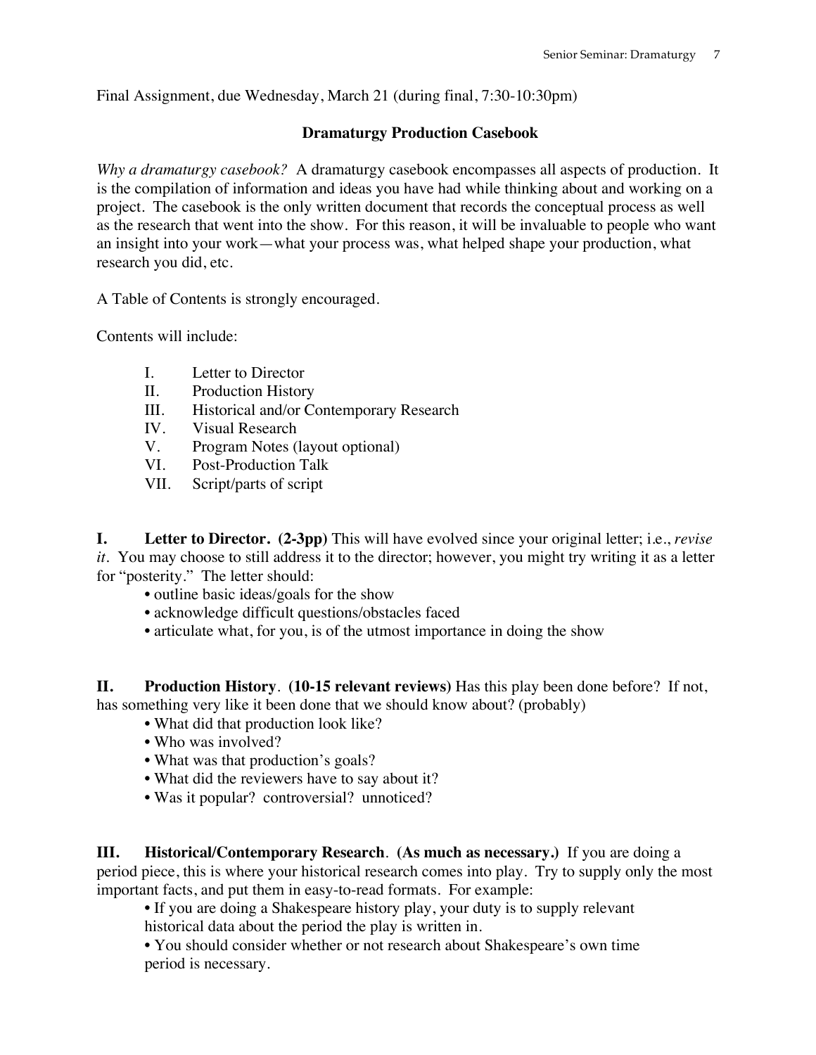Final Assignment, due Wednesday, March 21 (during final, 7:30-10:30pm)

## Dramaturgy Production Casebook

*Why a dramaturgy casebook?* A dramaturgy casebook encompasses all aspects of production. It is the compilation of information and ideas you have had while thinking about and working on a project. The casebook is the only written document that records the conceptual process as well as the research that went into the show. For this reason, it will be invaluable to people who want an insight into your work—what your process was, what helped shape your production, what research you did, etc.

A Table of Contents is strongly encouraged.

Contents will include:

- I. Letter to Director
- II. Production History
- III. Historical and/or Contemporary Research
- IV. Visual Research
- V. Program Notes (layout optional)
- VI. Post-Production Talk
- VII. Script/parts of script

**I. Letter to Director. (2-3pp)** This will have evolved since your original letter; i.e., *revise it*. You may choose to still address it to the director; however, you might try writing it as a letter for "posterity." The letter should:

- outline basic ideas/goals for the show
- acknowledge difficult questions/obstacles faced
- articulate what, for you, is of the utmost importance in doing the show

**II. Production History. (10-15 relevant reviews)** Has this play been done before? If not, has something very like it been done that we should know about? (probably)

- What did that production look like?
- Who was involved?
- What was that production's goals?
- What did the reviewers have to say about it?
- Was it popular? controversial? unnoticed?

**III. Historical/Contemporary Research. (As much as necessary.)** If you are doing a period piece, this is where your historical research comes into play. Try to supply only the most important facts, and put them in easy-to-read formats. For example:

- If you are doing a Shakespeare history play, your duty is to supply relevant historical data about the period the play is written in.
- You should consider whether or not research about Shakespeare's own time period is necessary.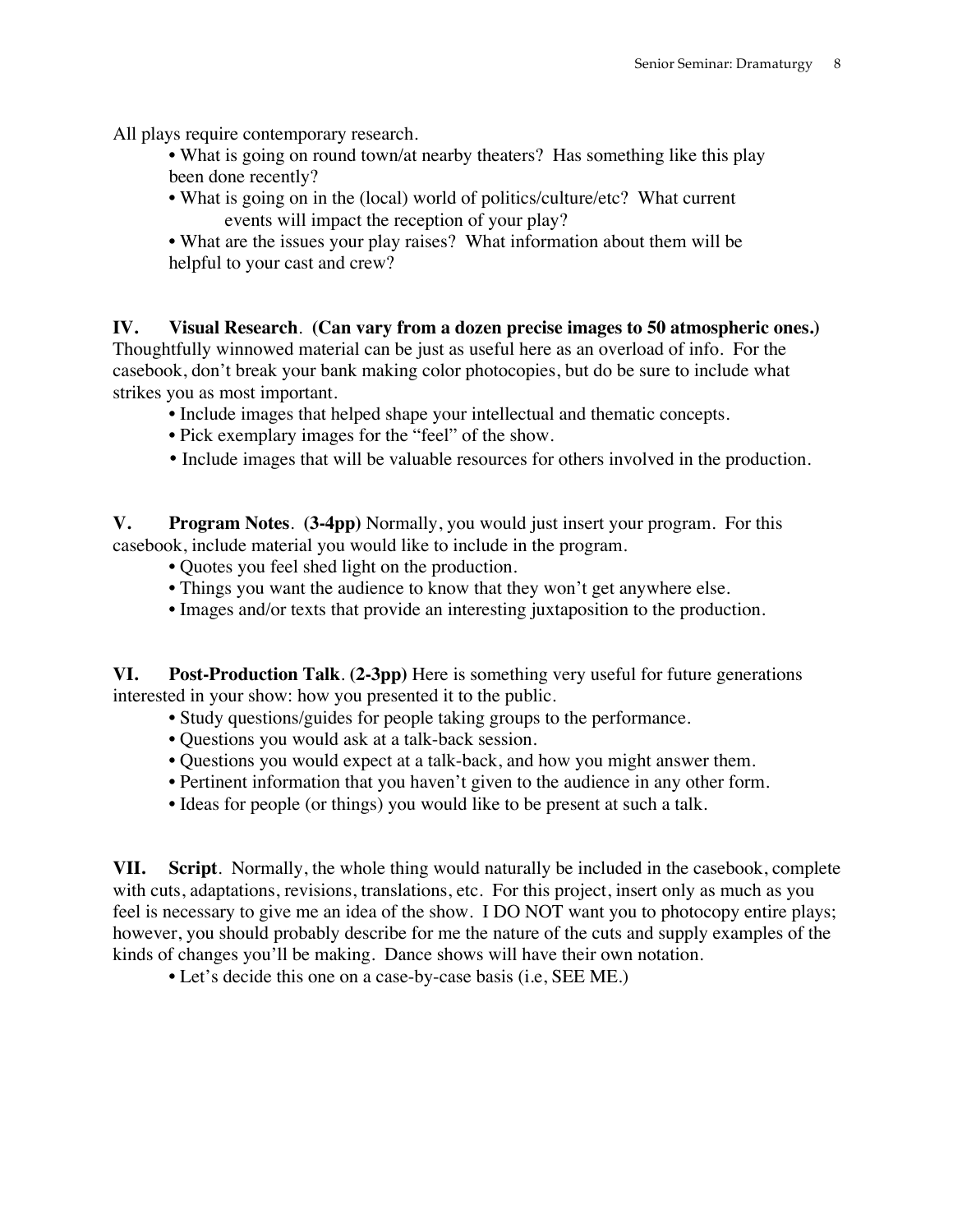All plays require contemporary research.

- What is going on round town/at nearby theaters? Has something like this play been done recently?
- What is going on in the (local) world of politics/culture/etc? What current events will impact the reception of your play?
- What are the issues your play raises? What information about them will be helpful to your cast and crew?

**IV. Visual Research**. **(Can vary from a dozen precise images to 50 atmospheric ones.)** Thoughtfully winnowed material can be just as useful here as an overload of info. For the casebook, don't break your bank making color photocopies, but do be sure to include what strikes you as most important.

- Include images that helped shape your intellectual and thematic concepts.
- Pick exemplary images for the "feel" of the show.
- Include images that will be valuable resources for others involved in the production.

**V. Program Notes**. **(3-4pp)** Normally, you would just insert your program. For this casebook, include material you would like to include in the program.

- Quotes you feel shed light on the production.
- Things you want the audience to know that they won't get anywhere else.
- Images and/or texts that provide an interesting juxtaposition to the production.

**VI. Post-Production Talk**. **(2-3pp)** Here is something very useful for future generations interested in your show: how you presented it to the public.

- Study questions/guides for people taking groups to the performance.
- Questions you would ask at a talk-back session.
- Questions you would expect at a talk-back, and how you might answer them.
- Pertinent information that you haven't given to the audience in any other form.
- Ideas for people (or things) you would like to be present at such a talk.

**VII. Script**. Normally, the whole thing would naturally be included in the casebook, complete with cuts, adaptations, revisions, translations, etc. For this project, insert only as much as you feel is necessary to give me an idea of the show. I DO NOT want you to photocopy entire plays; however, you should probably describe for me the nature of the cuts and supply examples of the kinds of changes you'll be making. Dance shows will have their own notation.

- Let's decide this one on a case-by-case basis (i.e, SEE ME.)